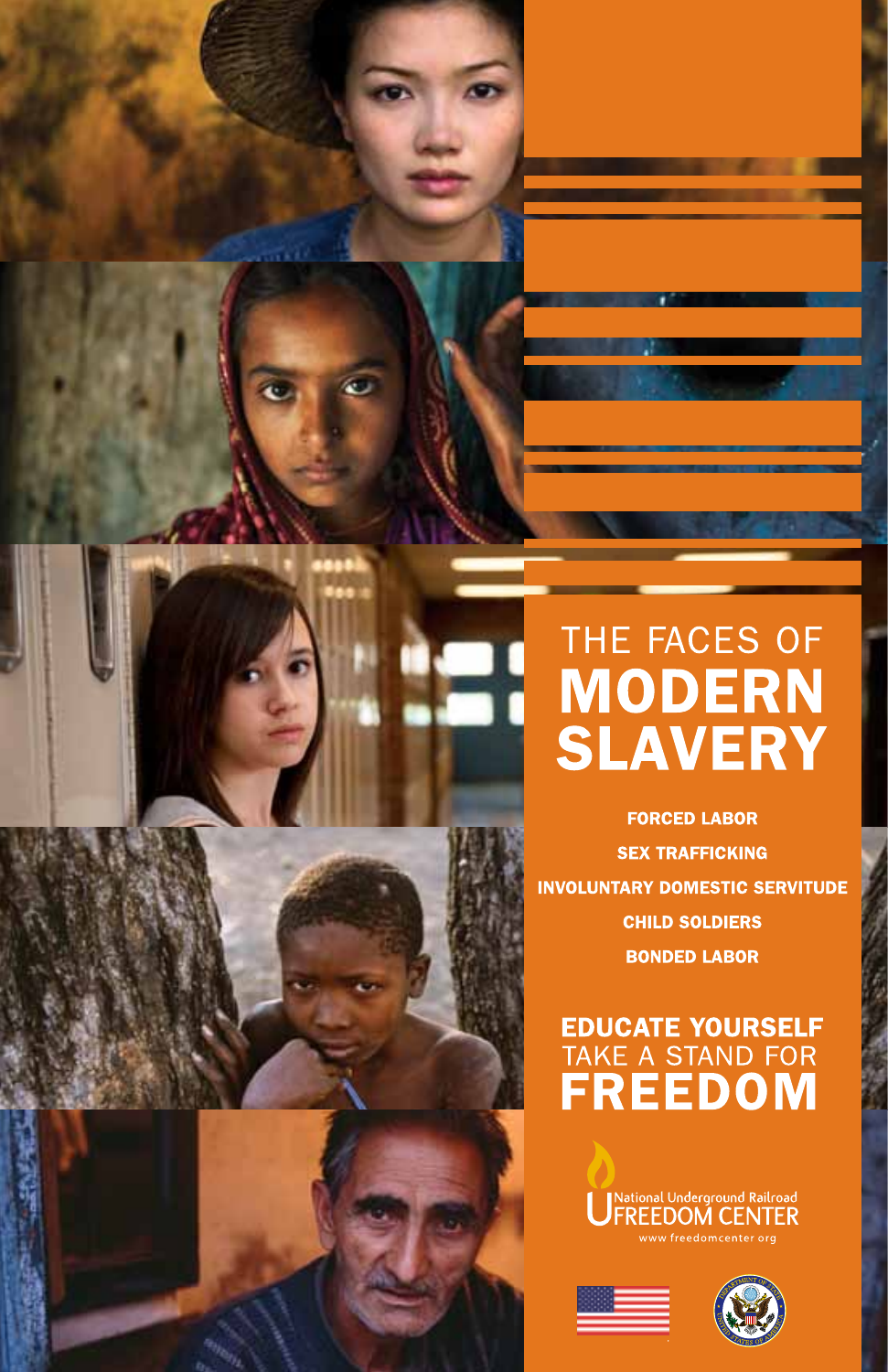# THE FACES OF MODERN SLAVERY

**FORCED LABOR**

**SEX TRAFFICKING**

**INVOLUNTARY DOMESTIC SERVITUDE**

**CHILD SOLDIERS**

**BONDED LABOR**

## EDUCATE YOURSELF TAKE A STAND FOR FREEDOM

National Underground Railroad FREEDOM CENTER

www.freedomcenter.org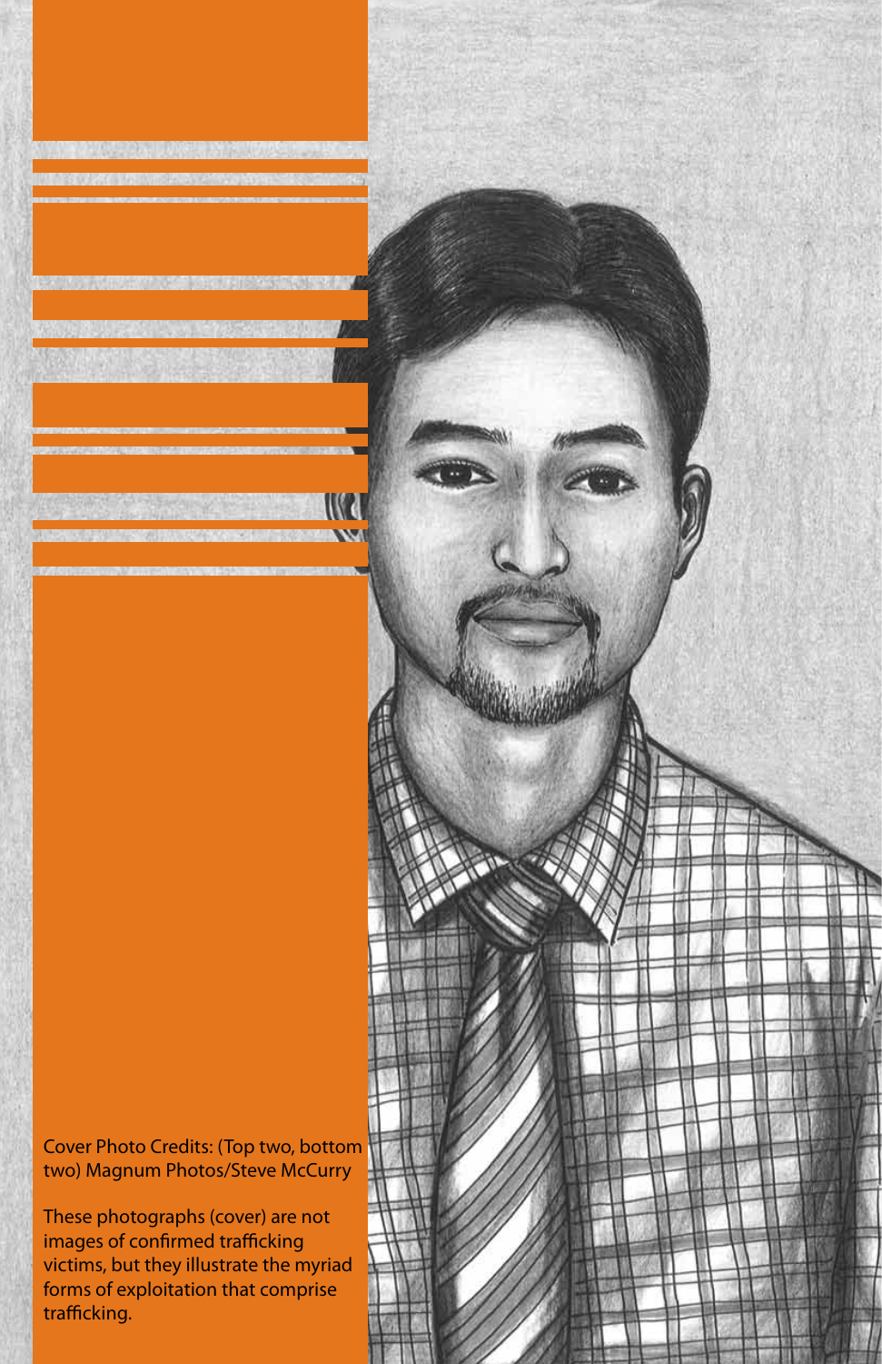Cover Photo Credits: (Top two, bottom two) Magnum Photos/Steve McCurry

These photographs (cover) are not images of confirmed trafficking victims, but they illustrate the myriad forms of exploitation that comprise trafficking.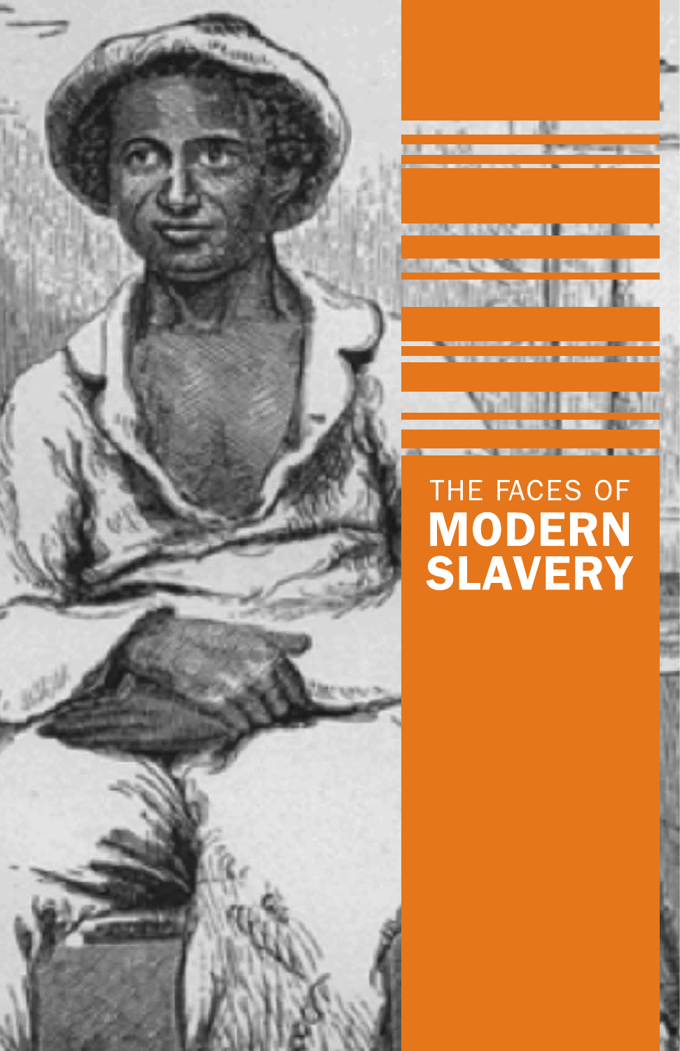THE FACES OF

# MODERN SLAVERY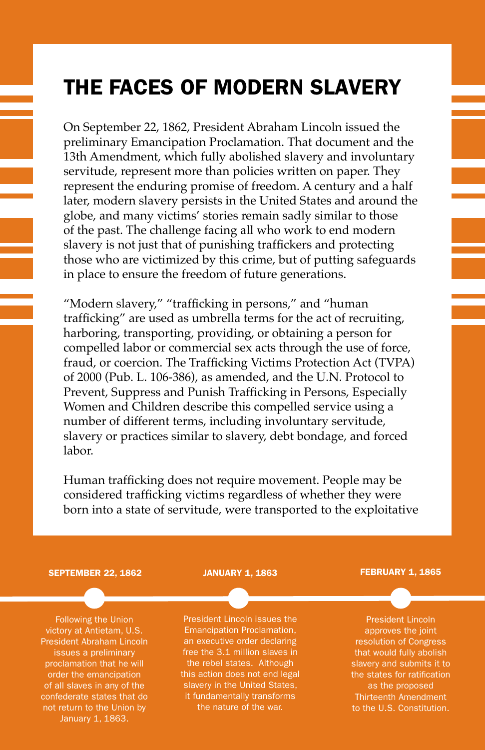# THE FACES OF MODERN SLAVERY

On September 22, 1862, President Abraham Lincoln issued the preliminary Emancipation Proclamation. That document and the 13th Amendment, which fully abolished slavery and involuntary servitude, represent more than policies written on paper. They represent the enduring promise of freedom. A century and a half later, modern slavery persists in the United States and around the globe, and many victims' stories remain sadly similar to those of the past. The challenge facing all who work to end modern slavery is not just that of punishing traffickers and protecting those who are victimized by this crime, but of putting safeguards in place to ensure the freedom of future generations.

"Modern slavery," "trafficking in persons," and "human trafficking" are used as umbrella terms for the act of recruiting, harboring, transporting, providing, or obtaining a person for compelled labor or commercial sex acts through the use of force, fraud, or coercion. The Trafficking Victims Protection Act (TVPA) of 2000 (Pub. L. 106-386), as amended, and the U.N. Protocol to Prevent, Suppress and Punish Trafficking in Persons, Especially Women and Children describe this compelled service using a number of different terms, including involuntary servitude, slavery or practices similar to slavery, debt bondage, and forced labor.

Human trafficking does not require movement. People may be considered trafficking victims regardless of whether they were born into a state of servitude, were transported to the exploitative

**SEPTEMBER 22, 1862**

Following the Union victory at Antietam, U.S. President Abraham Lincoln issues a preliminary proclamation that he will order the emancipation of all slaves in any of the confederate states that do not return to the Union by January 1, 1863.

**JANUARY 1, 1863**

President Lincoln issues the Emancipation Proclamation, an executive order declaring free the 3.1 million slaves in the rebel states. Although this action does not end legal slavery in the United States, it fundamentally transforms the nature of the war.

**FEBRUARY 1, 1865**

President Lincoln approves the joint resolution of Congress that would fully abolish slavery and submits it to the states for ratification as the proposed Thirteenth Amendment to the U.S. Constitution.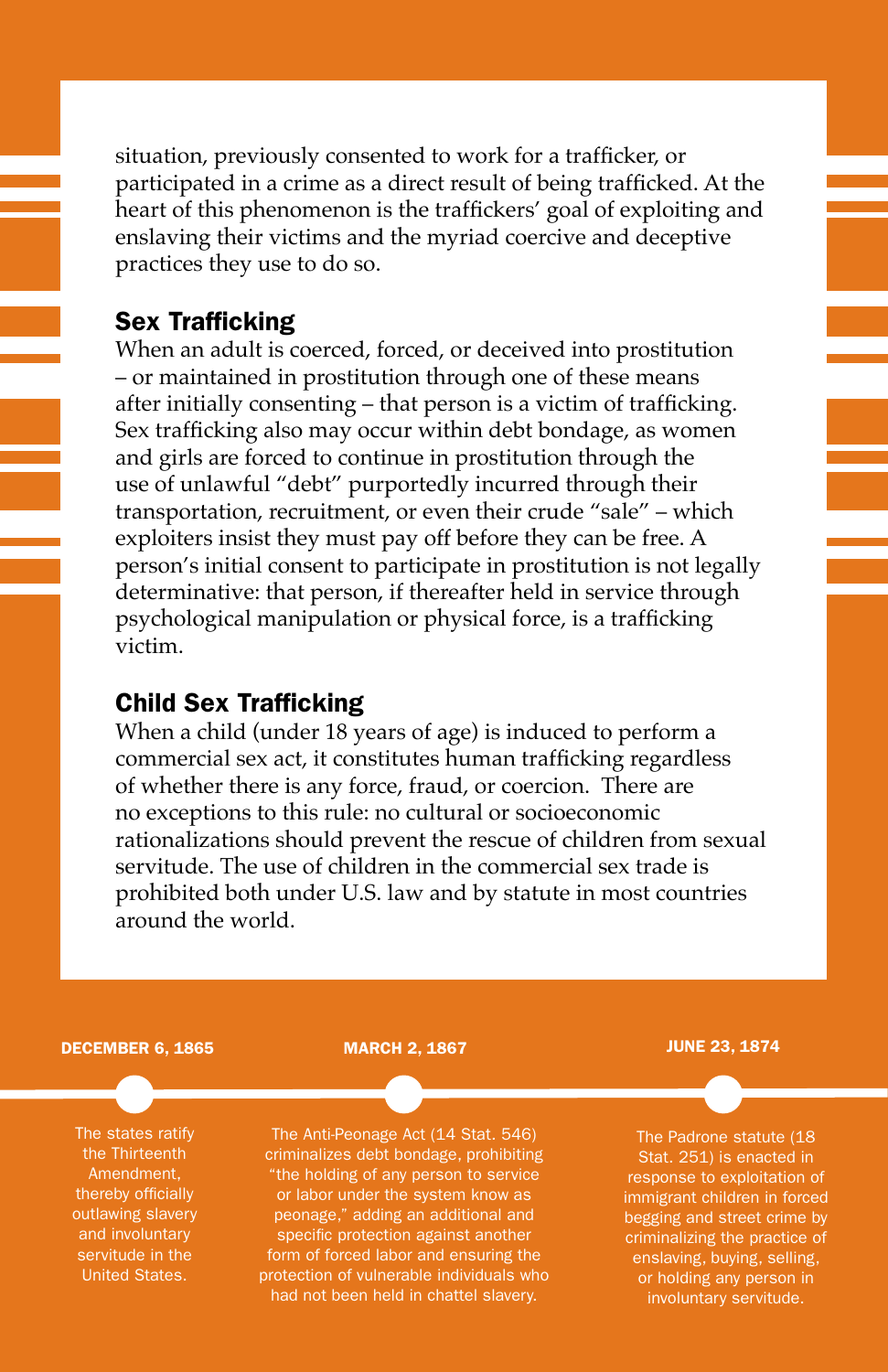situation, previously consented to work for a trafficker, or participated in a crime as a direct result of being trafficked. At the heart of this phenomenon is the traffickers' goal of exploiting and enslaving their victims and the myriad coercive and deceptive practices they use to do so.

## Sex Trafficking

When an adult is coerced, forced, or deceived into prostitution – or maintained in prostitution through one of these means after initially consenting – that person is a victim of trafficking. Sex trafficking also may occur within debt bondage, as women and girls are forced to continue in prostitution through the use of unlawful "debt" purportedly incurred through their transportation, recruitment, or even their crude "sale" – which exploiters insist they must pay off before they can be free. A person's initial consent to participate in prostitution is not legally determinative: that person, if thereafter held in service through psychological manipulation or physical force, is a trafficking victim.

## Child Sex Trafficking

When a child (under 18 years of age) is induced to perform a commercial sex act, it constitutes human trafficking regardless of whether there is any force, fraud, or coercion. There are no exceptions to this rule: no cultural or socioeconomic rationalizations should prevent the rescue of children from sexual servitude. The use of children in the commercial sex trade is prohibited both under U.S. law and by statute in most countries around the world.

**DECEMBER 6, 1865**

The states ratify the Thirteenth Amendment, thereby officially outlawing slavery and involuntary servitude in the United States.

**MARCH 2, 1867**

The Anti-Peonage Act (14 Stat. 546) criminalizes debt bondage, prohibiting "the holding of any person to service or labor under the system know as peonage," adding an additional and specific protection against another form of forced labor and ensuring the protection of vulnerable individuals who had not been held in chattel slavery.

**JUNE 23, 1874**

The Padrone statute (18 Stat. 251) is enacted in response to exploitation of immigrant children in forced begging and street crime by criminalizing the practice of enslaving, buying, selling, or holding any person in involuntary servitude.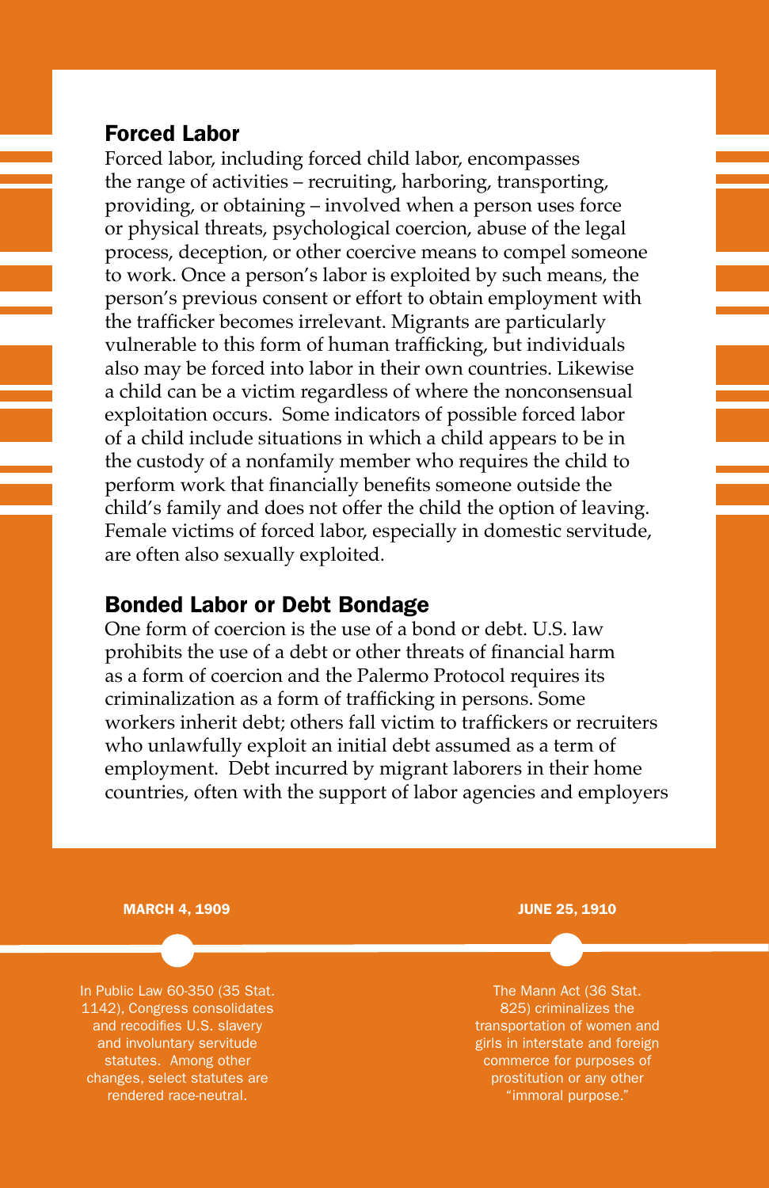## Forced Labor

Forced labor, including forced child labor, encompasses the range of activities – recruiting, harboring, transporting, providing, or obtaining – involved when a person uses force or physical threats, psychological coercion, abuse of the legal process, deception, or other coercive means to compel someone to work. Once a person's labor is exploited by such means, the person's previous consent or effort to obtain employment with the trafficker becomes irrelevant. Migrants are particularly vulnerable to this form of human trafficking, but individuals also may be forced into labor in their own countries. Likewise a child can be a victim regardless of where the nonconsensual exploitation occurs. Some indicators of possible forced labor of a child include situations in which a child appears to be in the custody of a nonfamily member who requires the child to perform work that financially benefits someone outside the child's family and does not offer the child the option of leaving. Female victims of forced labor, especially in domestic servitude, are often also sexually exploited.

## Bonded Labor or Debt Bondage

One form of coercion is the use of a bond or debt. U.S. law prohibits the use of a debt or other threats of financial harm as a form of coercion and the Palermo Protocol requires its criminalization as a form of trafficking in persons. Some workers inherit debt; others fall victim to traffickers or recruiters who unlawfully exploit an initial debt assumed as a term of employment. Debt incurred by migrant laborers in their home countries, often with the support of labor agencies and employers

**MARCH 4, 1909**

In Public Law 60-350 (35 Stat. 1142), Congress consolidates and recodifies U.S. slavery and involuntary servitude statutes. Among other changes, select statutes are rendered race-neutral.

**JUNE 25, 1910**

The Mann Act (36 Stat. 825) criminalizes the transportation of women and girls in interstate and foreign commerce for purposes of prostitution or any other "immoral purpose."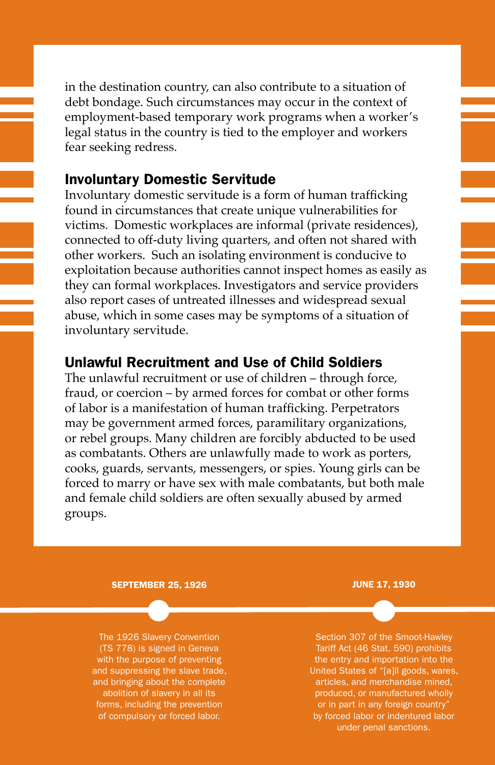in the destination country, can also contribute to a situation of debt bondage. Such circumstances may occur in the context of employment-based temporary work programs when a worker's legal status in the country is tied to the employer and workers fear seeking redress.

## Involuntary Domestic Servitude

Involuntary domestic servitude is a form of human trafficking found in circumstances that create unique vulnerabilities for victims. Domestic workplaces are informal (private residences), connected to off-duty living quarters, and often not shared with other workers. Such an isolating environment is conducive to exploitation because authorities cannot inspect homes as easily as they can formal workplaces. Investigators and service providers also report cases of untreated illnesses and widespread sexual abuse, which in some cases may be symptoms of a situation of involuntary servitude.

## Unlawful Recruitment and Use of Child Soldiers

The unlawful recruitment or use of children – through force, fraud, or coercion – by armed forces for combat or other forms of labor is a manifestation of human trafficking. Perpetrators may be government armed forces, paramilitary organizations, or rebel groups. Many children are forcibly abducted to be used as combatants. Others are unlawfully made to work as porters, cooks, guards, servants, messengers, or spies. Young girls can be forced to marry or have sex with male combatants, but both male and female child soldiers are often sexually abused by armed groups.

**SEPTEMBER 25, 1926**

The 1926 Slavery Convention (TS 778) is signed in Geneva with the purpose of preventing and suppressing the slave trade, and bringing about the complete abolition of slavery in all its forms, including the prevention of compulsory or forced labor.

**JUNE 17, 1930**

Section 307 of the Smoot-Hawley Tariff Act (46 Stat. 590) prohibits the entry and importation into the United States of "[a]ll goods, wares, articles, and merchandise mined, produced, or manufactured wholly or in part in any foreign country" by forced labor or indentured labor under penal sanctions.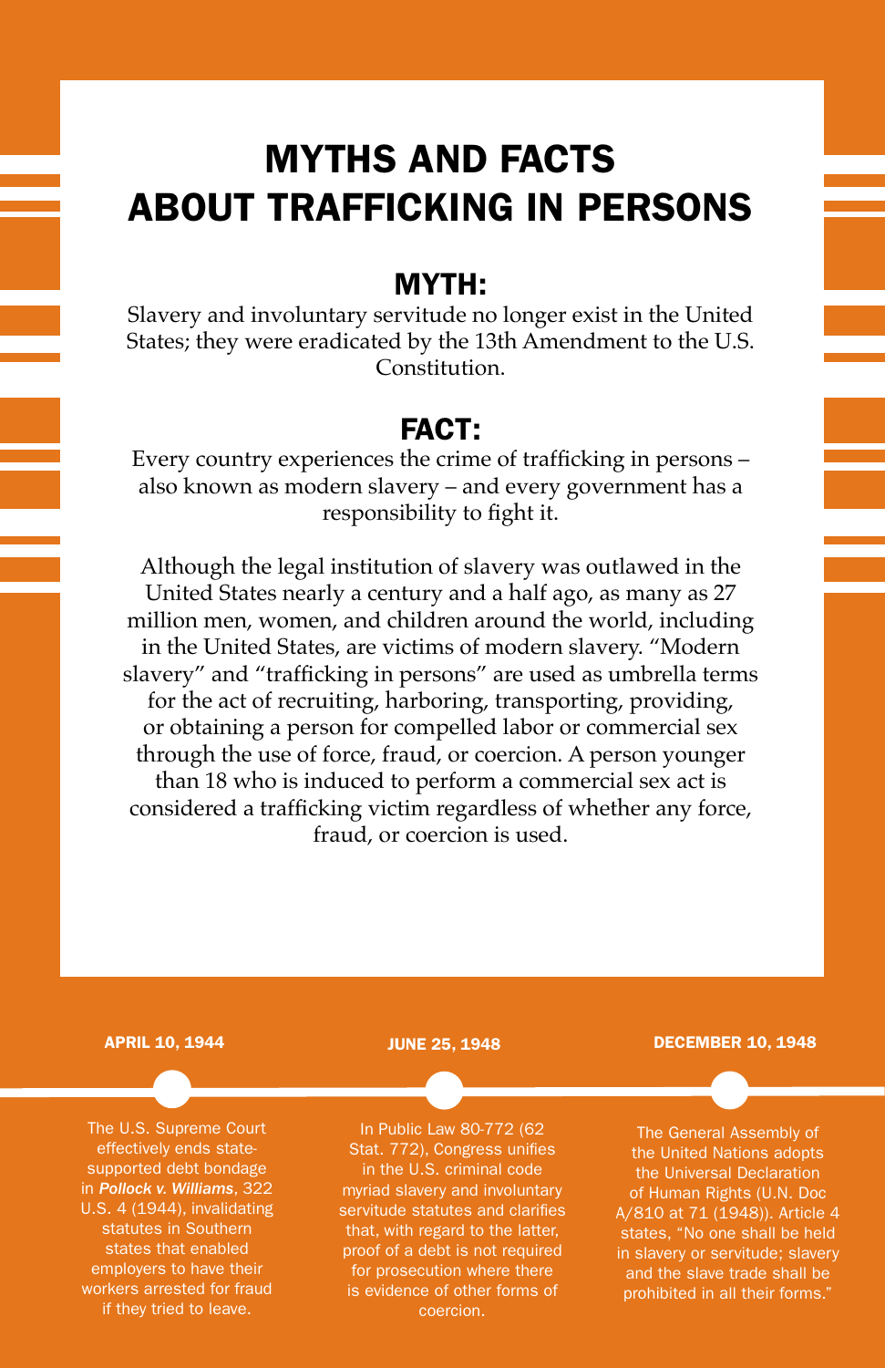# MYTHS AND FACTS ABOUT TRAFFICKING IN PERSONS

## MYTH:

Slavery and involuntary servitude no longer exist in the United States; they were eradicated by the 13th Amendment to the U.S. Constitution.

## FACT:

Every country experiences the crime of trafficking in persons – also known as modern slavery – and every government has a responsibility to fight it.

Although the legal institution of slavery was outlawed in the United States nearly a century and a half ago, as many as 27 million men, women, and children around the world, including in the United States, are victims of modern slavery. "Modern slavery" and "trafficking in persons" are used as umbrella terms for the act of recruiting, harboring, transporting, providing, or obtaining a person for compelled labor or commercial sex through the use of force, fraud, or coercion. A person younger than 18 who is induced to perform a commercial sex act is considered a trafficking victim regardless of whether any force, fraud, or coercion is used.

**APRIL 10, 1944**

The U.S. Supreme Court effectively ends state-supported debt bondage in ***Pollock v. Williams***, 322 U.S. 4 (1944), invalidating statutes in Southern states that enabled employers to have their workers arrested for fraud if they tried to leave.

**JUNE 25, 1948**

In Public Law 80-772 (62 Stat. 772), Congress unifies in the U.S. criminal code myriad slavery and involuntary servitude statutes and clarifies that, with regard to the latter, proof of a debt is not required for prosecution where there is evidence of other forms of coercion.

**DECEMBER 10, 1948**

The General Assembly of the United Nations adopts the Universal Declaration of Human Rights (U.N. Doc A/810 at 71 (1948)). Article 4 states, "No one shall be held in slavery or servitude; slavery and the slave trade shall be prohibited in all their forms."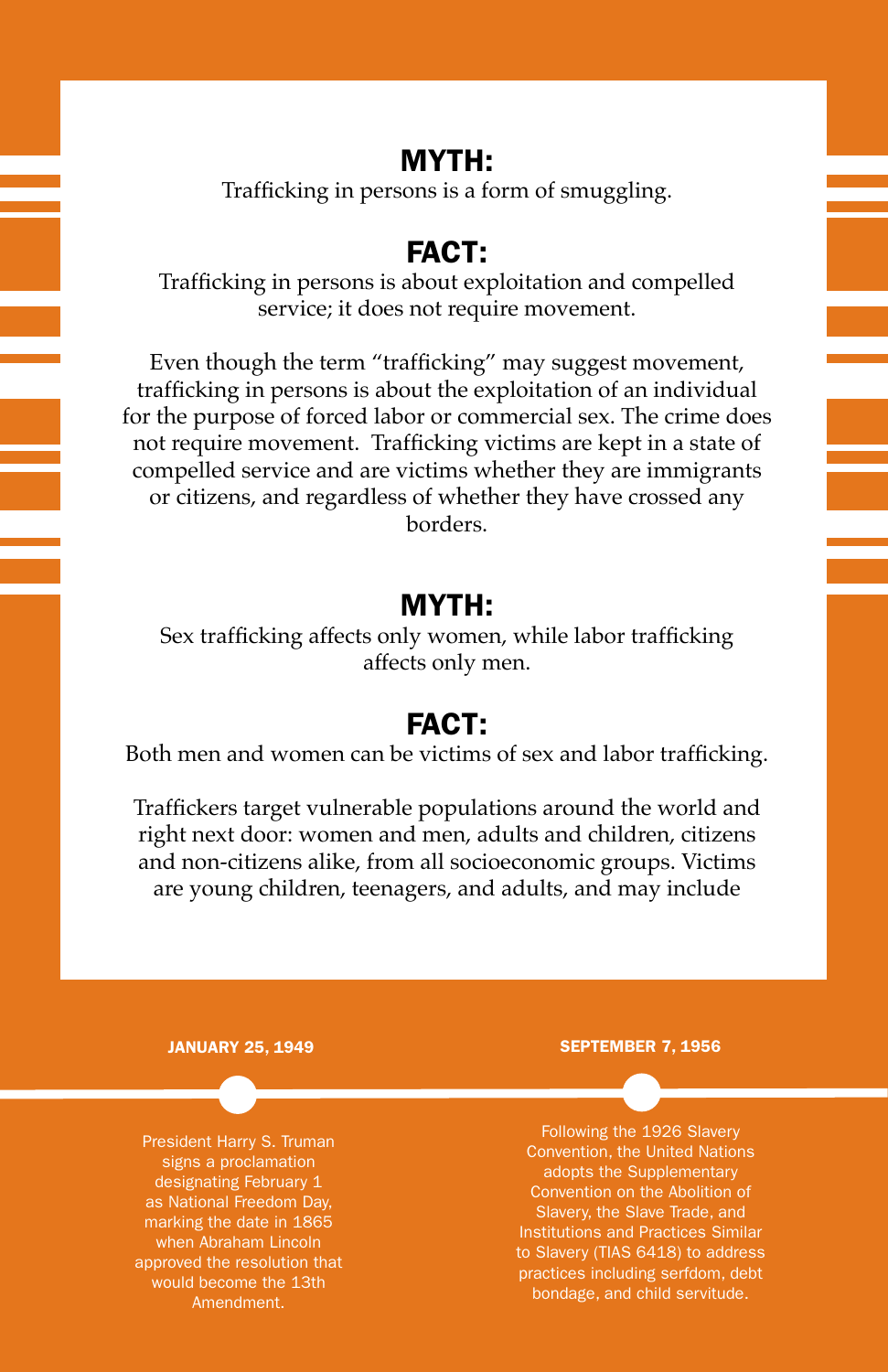## MYTH:

Trafficking in persons is a form of smuggling.

## FACT:

Trafficking in persons is about exploitation and compelled service; it does not require movement.

Even though the term "trafficking" may suggest movement, trafficking in persons is about the exploitation of an individual for the purpose of forced labor or commercial sex. The crime does not require movement. Trafficking victims are kept in a state of compelled service and are victims whether they are immigrants or citizens, and regardless of whether they have crossed any borders.

## MYTH:

Sex trafficking affects only women, while labor trafficking affects only men.

## FACT:

Both men and women can be victims of sex and labor trafficking.

Traffickers target vulnerable populations around the world and right next door: women and men, adults and children, citizens and non-citizens alike, from all socioeconomic groups. Victims are young children, teenagers, and adults, and may include

**JANUARY 25, 1949**

President Harry S. Truman signs a proclamation designating February 1 as National Freedom Day, marking the date in 1865 when Abraham Lincoln approved the resolution that would become the 13th Amendment.

**SEPTEMBER 7, 1956**

Following the 1926 Slavery Convention, the United Nations adopts the Supplementary Convention on the Abolition of Slavery, the Slave Trade, and Institutions and Practices Similar to Slavery (TIAS 6418) to address practices including serfdom, debt bondage, and child servitude.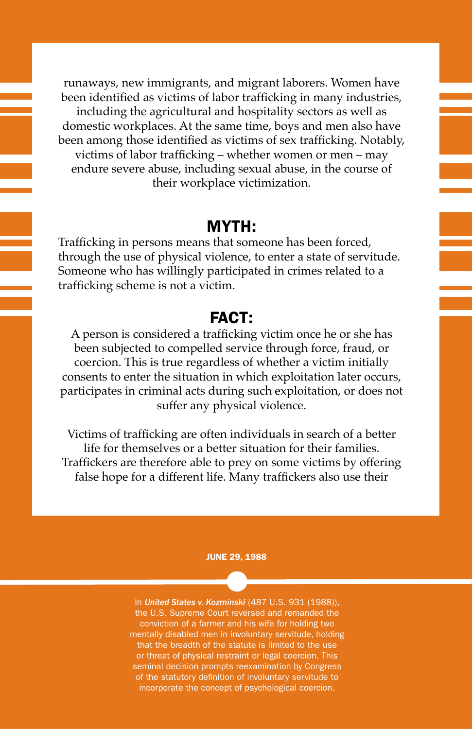runaways, new immigrants, and migrant laborers. Women have been identified as victims of labor trafficking in many industries, including the agricultural and hospitality sectors as well as domestic workplaces. At the same time, boys and men also have been among those identified as victims of sex trafficking. Notably, victims of labor trafficking – whether women or men – may endure severe abuse, including sexual abuse, in the course of their workplace victimization.

## MYTH:

Trafficking in persons means that someone has been forced, through the use of physical violence, to enter a state of servitude. Someone who has willingly participated in crimes related to a trafficking scheme is not a victim.

## FACT:

A person is considered a trafficking victim once he or she has been subjected to compelled service through force, fraud, or coercion. This is true regardless of whether a victim initially consents to enter the situation in which exploitation later occurs, participates in criminal acts during such exploitation, or does not suffer any physical violence.

Victims of trafficking are often individuals in search of a better life for themselves or a better situation for their families. Traffickers are therefore able to prey on some victims by offering false hope for a different life. Many traffickers also use their

**JUNE 29, 1988**

In ***United States v. Kozminski*** (487 U.S. 931 (1988)), the U.S. Supreme Court reversed and remanded the conviction of a farmer and his wife for holding two mentally disabled men in involuntary servitude, holding that the breadth of the statute is limited to the use or threat of physical restraint or legal coercion. This seminal decision prompts reexamination by Congress of the statutory definition of involuntary servitude to incorporate the concept of psychological coercion.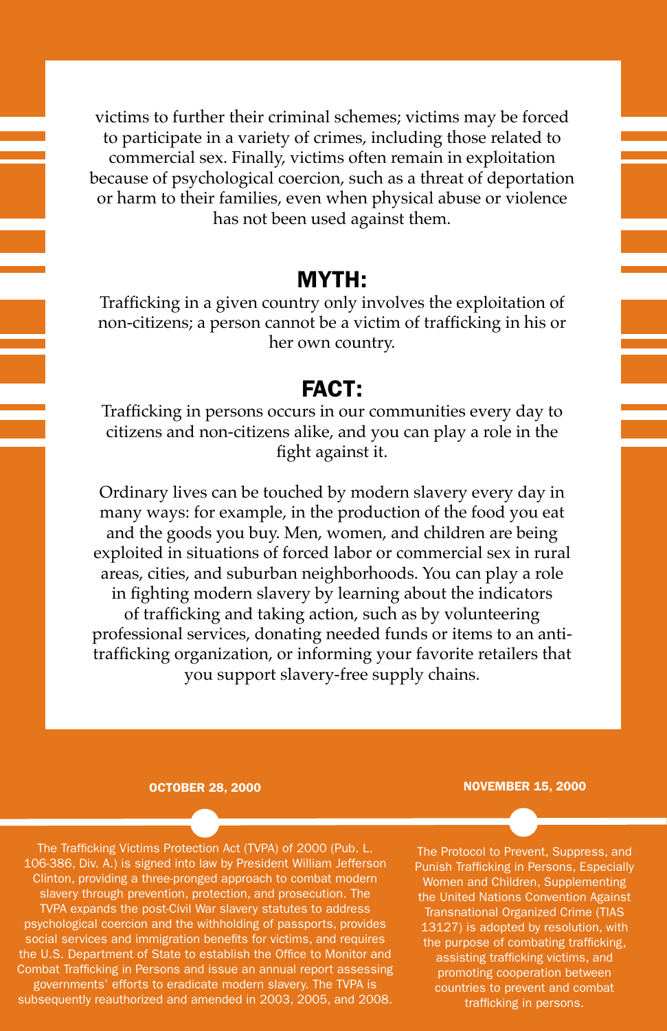victims to further their criminal schemes; victims may be forced to participate in a variety of crimes, including those related to commercial sex. Finally, victims often remain in exploitation because of psychological coercion, such as a threat of deportation or harm to their families, even when physical abuse or violence has not been used against them.

## MYTH:

Trafficking in a given country only involves the exploitation of non-citizens; a person cannot be a victim of trafficking in his or her own country.

## FACT:

Trafficking in persons occurs in our communities every day to citizens and non-citizens alike, and you can play a role in the fight against it.

Ordinary lives can be touched by modern slavery every day in many ways: for example, in the production of the food you eat and the goods you buy. Men, women, and children are being exploited in situations of forced labor or commercial sex in rural areas, cities, and suburban neighborhoods. You can play a role in fighting modern slavery by learning about the indicators of trafficking and taking action, such as by volunteering professional services, donating needed funds or items to an anti-trafficking organization, or informing your favorite retailers that you support slavery-free supply chains.

**OCTOBER 28, 2000**

The Trafficking Victims Protection Act (TVPA) of 2000 (Pub. L. 106-386, Div. A.) is signed into law by President William Jefferson Clinton, providing a three-pronged approach to combat modern slavery through prevention, protection, and prosecution. The TVPA expands the post-Civil War slavery statutes to address psychological coercion and the withholding of passports, provides social services and immigration benefits for victims, and requires the U.S. Department of State to establish the Office to Monitor and Combat Trafficking in Persons and issue an annual report assessing governments' efforts to eradicate modern slavery. The TVPA is subsequently reauthorized and amended in 2003, 2005, and 2008.

**NOVEMBER 15, 2000**

The Protocol to Prevent, Suppress, and Punish Trafficking in Persons, Especially Women and Children, Supplementing the United Nations Convention Against Transnational Organized Crime (TIAS 13127) is adopted by resolution, with the purpose of combating trafficking, assisting trafficking victims, and promoting cooperation between countries to prevent and combat trafficking in persons.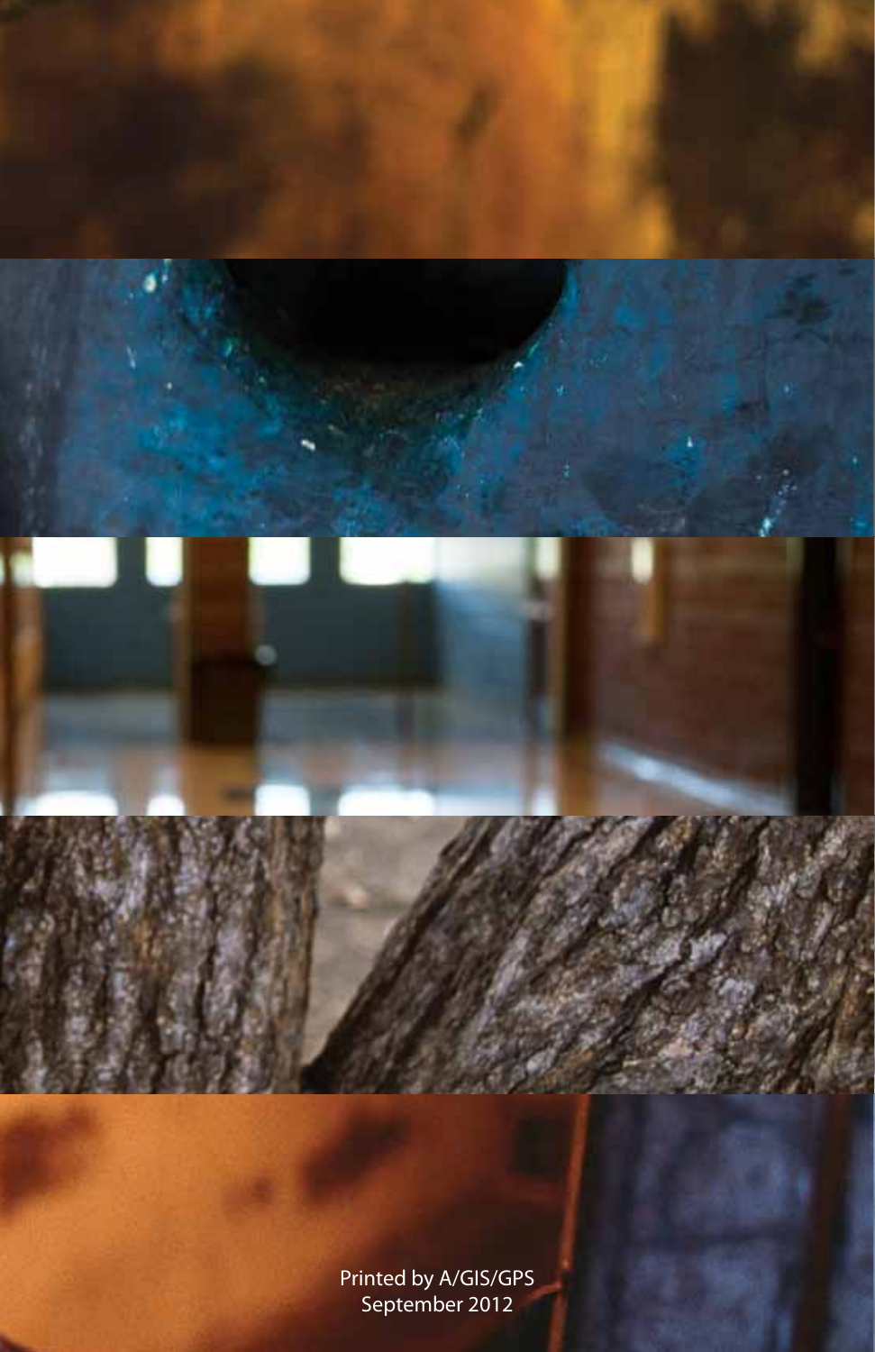Printed by A/GIS/GPS
September 2012